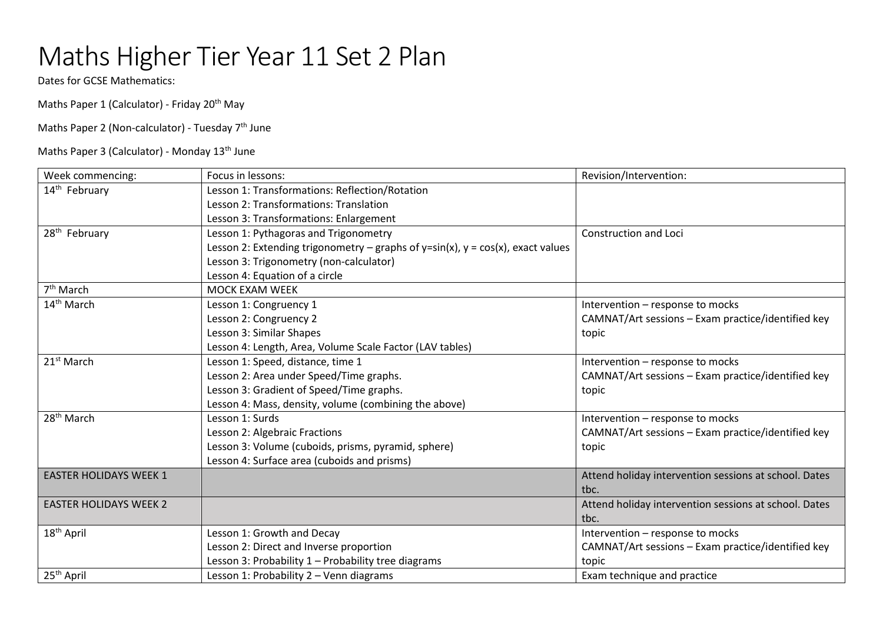# Maths Higher Tier Year 11 Set 2 Plan

Dates for GCSE Mathematics:

Maths Paper 1 (Calculator) - Friday 20th May

Maths Paper 2 (Non-calculator) - Tuesday 7th June

Maths Paper 3 (Calculator) - Monday 13th June

| Week commencing: | Focus in lessons: | Revision/Intervention: |
|---|---|---|
| 14th February | Lesson 1: Transformations: Reflection/Rotation<br>Lesson 2: Transformations: Translation<br>Lesson 3: Transformations: Enlargement | |
| 28th February | Lesson 1: Pythagoras and Trigonometry<br>Lesson 2: Extending trigonometry – graphs of $y=\sin(x)$, $y = \cos(x)$, exact values<br>Lesson 3: Trigonometry (non-calculator)<br>Lesson 4: Equation of a circle | Construction and Loci |
| 7th March | MOCK EXAM WEEK | |
| 14th March | Lesson 1: Congruency 1<br>Lesson 2: Congruency 2<br>Lesson 3: Similar Shapes<br>Lesson 4: Length, Area, Volume Scale Factor (LAV tables) | Intervention – response to mocks<br>CAMNAT/Art sessions – Exam practice/identified key topic |
| 21st March | Lesson 1: Speed, distance, time 1<br>Lesson 2: Area under Speed/Time graphs.<br>Lesson 3: Gradient of Speed/Time graphs.<br>Lesson 4: Mass, density, volume (combining the above) | Intervention – response to mocks<br>CAMNAT/Art sessions – Exam practice/identified key topic |
| 28th March | Lesson 1: Surds<br>Lesson 2: Algebraic Fractions<br>Lesson 3: Volume (cuboids, prisms, pyramid, sphere)<br>Lesson 4: Surface area (cuboids and prisms) | Intervention – response to mocks<br>CAMNAT/Art sessions – Exam practice/identified key topic |
| EASTER HOLIDAYS WEEK 1 | | Attend holiday intervention sessions at school. Dates tbc. |
| EASTER HOLIDAYS WEEK 2 | | Attend holiday intervention sessions at school. Dates tbc. |
| 18th April | Lesson 1: Growth and Decay<br>Lesson 2: Direct and Inverse proportion<br>Lesson 3: Probability 1 – Probability tree diagrams | Intervention – response to mocks<br>CAMNAT/Art sessions – Exam practice/identified key topic |
| 25th April | Lesson 1: Probability 2 – Venn diagrams | Exam technique and practice |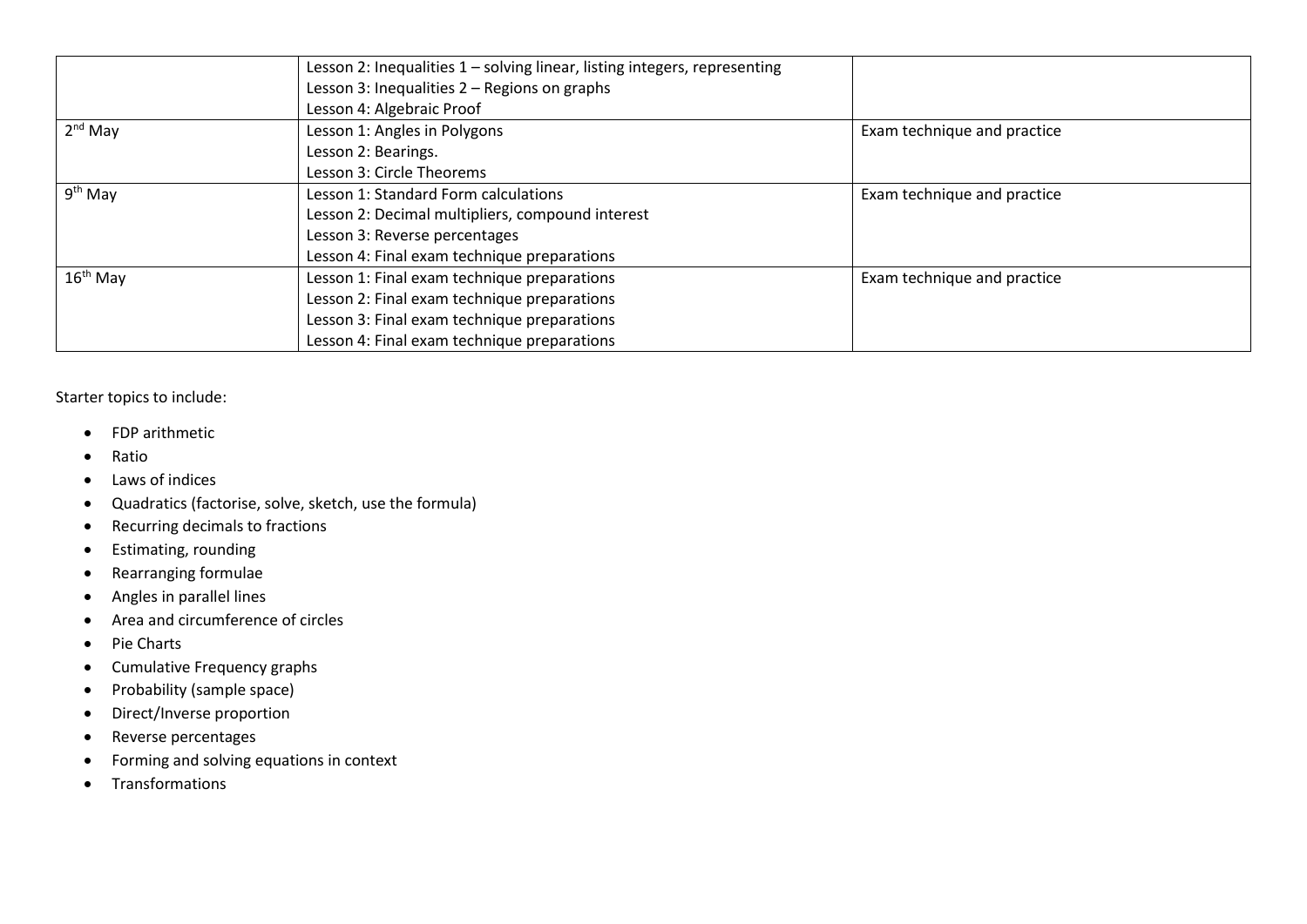| | | |
|---|---|---|
| | Lesson 2: Inequalities 1 – solving linear, listing integers, representing<br>Lesson 3: Inequalities 2 – Regions on graphs<br>Lesson 4: Algebraic Proof | |
| 2nd May | Lesson 1: Angles in Polygons<br>Lesson 2: Bearings.<br>Lesson 3: Circle Theorems | Exam technique and practice |
| 9th May | Lesson 1: Standard Form calculations<br>Lesson 2: Decimal multipliers, compound interest<br>Lesson 3: Reverse percentages<br>Lesson 4: Final exam technique preparations | Exam technique and practice |
| 16th May | Lesson 1: Final exam technique preparations<br>Lesson 2: Final exam technique preparations<br>Lesson 3: Final exam technique preparations<br>Lesson 4: Final exam technique preparations | Exam technique and practice |

Starter topics to include:

- FDP arithmetic
- Ratio
- Laws of indices
- Quadratics (factorise, solve, sketch, use the formula)
- Recurring decimals to fractions
- Estimating, rounding
- Rearranging formulae
- Angles in parallel lines
- Area and circumference of circles
- Pie Charts
- Cumulative Frequency graphs
- Probability (sample space)
- Direct/Inverse proportion
- Reverse percentages
- Forming and solving equations in context
- Transformations